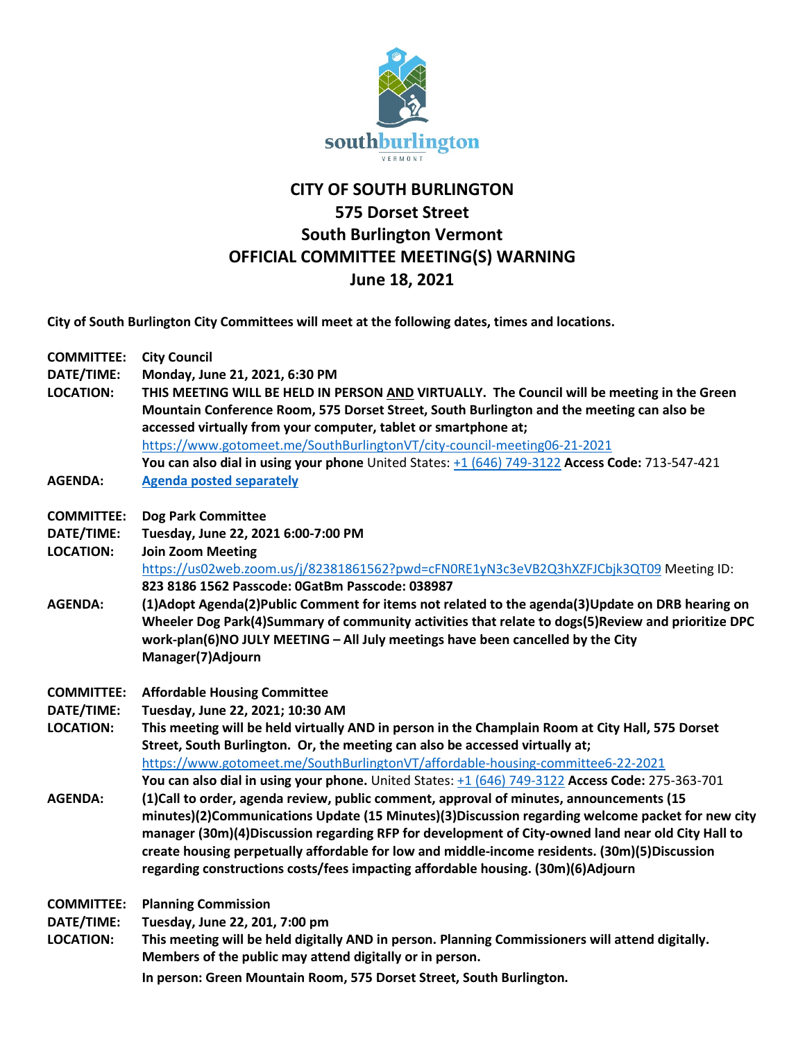# CITY OF SOUTH BURLINGTON
## 575 Dorset Street
## South Burlington Vermont
## OFFICIAL COMMITTEE MEETING(S) WARNING
## June 18, 2021

**City of South Burlington City Committees will meet at the following dates, times and locations.**

**COMMITTEE:** **City Council**
**DATE/TIME:** **Monday, June 21, 2021, 6:30 PM**
**LOCATION:** **THIS MEETING WILL BE HELD IN PERSON AND VIRTUALLY. The Council will be meeting in the Green Mountain Conference Room, 575 Dorset Street, South Burlington and the meeting can also be accessed virtually from your computer, tablet or smartphone at;**
https://www.gotomeet.me/SouthBurlingtonVT/city-council-meeting06-21-2021
**You can also dial in using your phone** United States: +1 (646) 749-3122 **Access Code:** 713-547-421
**AGENDA:** **Agenda posted separately**

**COMMITTEE:** **Dog Park Committee**
**DATE/TIME:** **Tuesday, June 22, 2021 6:00-7:00 PM**
**LOCATION:** **Join Zoom Meeting**
https://us02web.zoom.us/j/82381861562?pwd=cFN0RE1yN3c3eVB2Q3hXZFJCbjk3QT09 Meeting ID: **823 8186 1562 Passcode: 0GatBm Passcode: 038987**
**AGENDA:** **(1)Adopt Agenda(2)Public Comment for items not related to the agenda(3)Update on DRB hearing on Wheeler Dog Park(4)Summary of community activities that relate to dogs(5)Review and prioritize DPC work-plan(6)NO JULY MEETING – All July meetings have been cancelled by the City Manager(7)Adjourn**

**COMMITTEE:** **Affordable Housing Committee**
**DATE/TIME:** **Tuesday, June 22, 2021; 10:30 AM**
**LOCATION:** **This meeting will be held virtually AND in person in the Champlain Room at City Hall, 575 Dorset Street, South Burlington. Or, the meeting can also be accessed virtually at;**
https://www.gotomeet.me/SouthBurlingtonVT/affordable-housing-committee6-22-2021
**You can also dial in using your phone.** United States: +1 (646) 749-3122 **Access Code:** 275-363-701
**AGENDA:** **(1)Call to order, agenda review, public comment, approval of minutes, announcements (15 minutes)(2)Communications Update (15 Minutes)(3)Discussion regarding welcome packet for new city manager (30m)(4)Discussion regarding RFP for development of City-owned land near old City Hall to create housing perpetually affordable for low and middle-income residents. (30m)(5)Discussion regarding constructions costs/fees impacting affordable housing. (30m)(6)Adjourn**

**COMMITTEE:** **Planning Commission**
**DATE/TIME:** **Tuesday, June 22, 201, 7:00 pm**
**LOCATION:** **This meeting will be held digitally AND in person. Planning Commissioners will attend digitally. Members of the public may attend digitally or in person.**
**In person: Green Mountain Room, 575 Dorset Street, South Burlington.**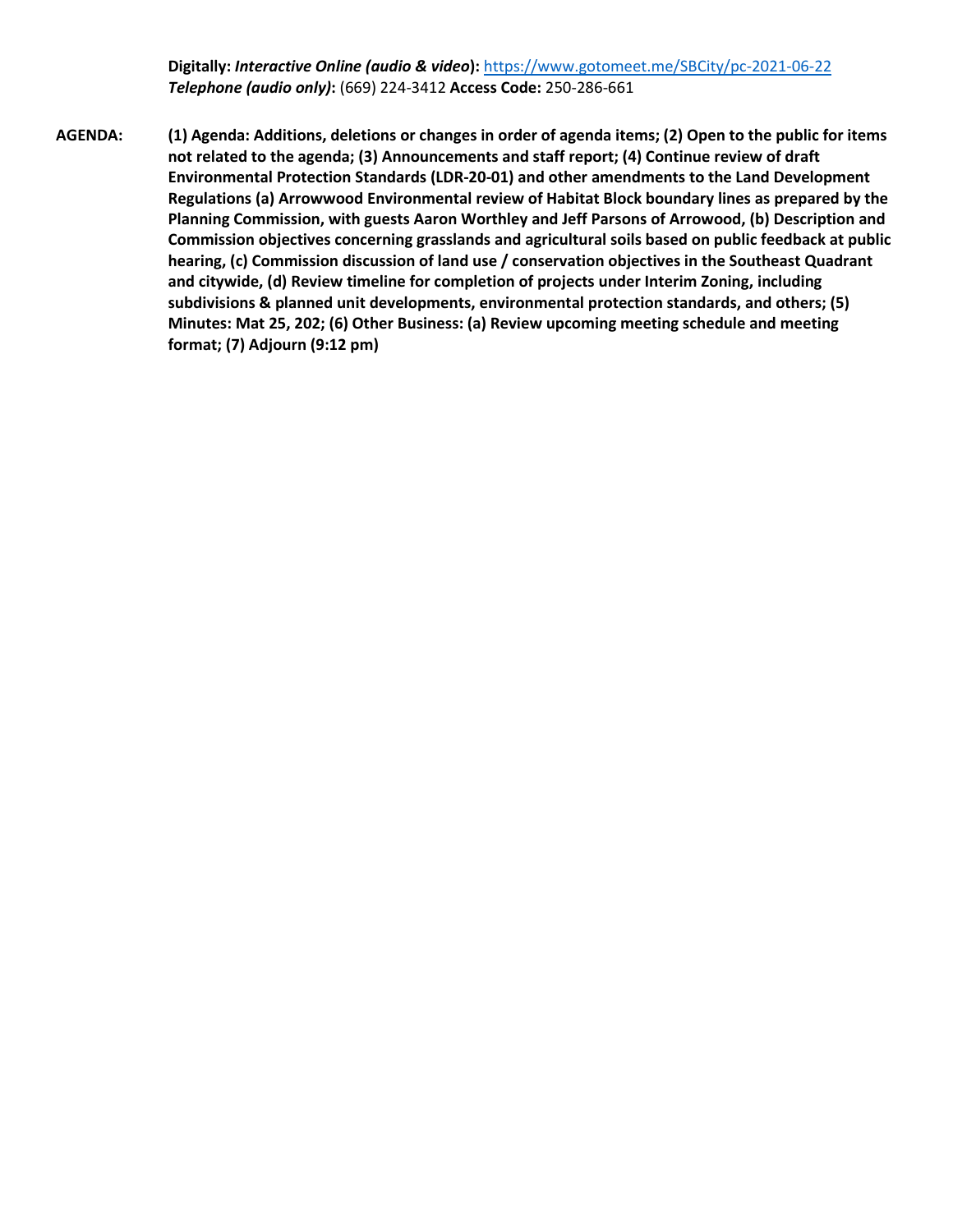**Digitally:** ***Interactive Online (audio & video*):** https://www.gotomeet.me/SBCity/pc-2021-06-22
***Telephone (audio only)*:** (669) 224-3412 **Access Code:** 250-286-661

**AGENDA:** **(1) Agenda: Additions, deletions or changes in order of agenda items; (2) Open to the public for items not related to the agenda; (3) Announcements and staff report; (4) Continue review of draft Environmental Protection Standards (LDR-20-01) and other amendments to the Land Development Regulations (a) Arrowwood Environmental review of Habitat Block boundary lines as prepared by the Planning Commission, with guests Aaron Worthley and Jeff Parsons of Arrowood, (b) Description and Commission objectives concerning grasslands and agricultural soils based on public feedback at public hearing, (c) Commission discussion of land use / conservation objectives in the Southeast Quadrant and citywide, (d) Review timeline for completion of projects under Interim Zoning, including subdivisions & planned unit developments, environmental protection standards, and others; (5) Minutes: Mat 25, 202; (6) Other Business: (a) Review upcoming meeting schedule and meeting format; (7) Adjourn (9:12 pm)**